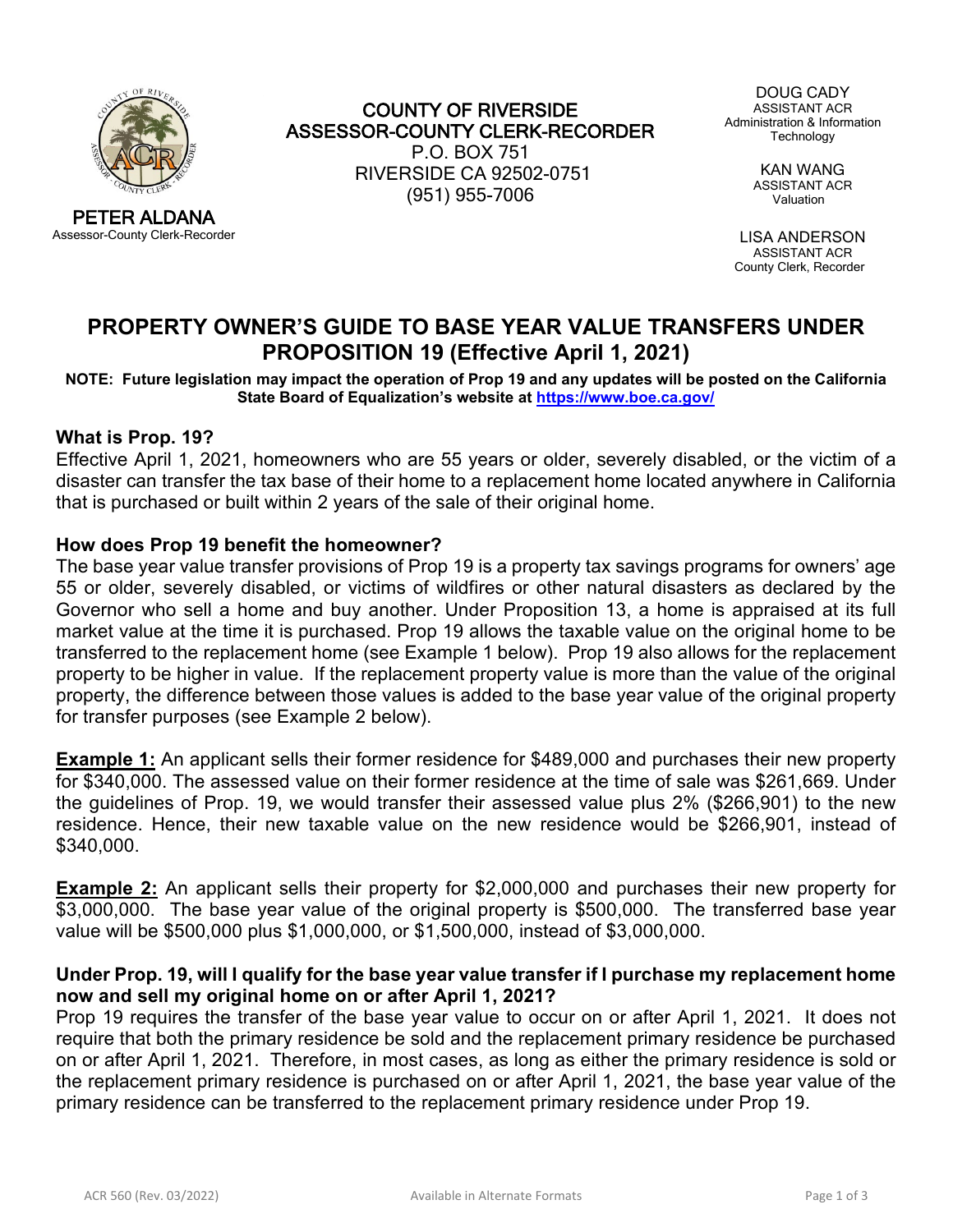**COUNTY OF RIVERSIDE**
**ASSESSOR-COUNTY CLERK-RECORDER**
P.O. BOX 751
RIVERSIDE CA 92502-0751
(951) 955-7006

**PETER ALDANA**
Assessor-County Clerk-Recorder

DOUG CADY
ASSISTANT ACR
Administration & Information Technology

KAN WANG
ASSISTANT ACR
Valuation

LISA ANDERSON
ASSISTANT ACR
County Clerk, Recorder

# PROPERTY OWNER'S GUIDE TO BASE YEAR VALUE TRANSFERS UNDER PROPOSITION 19 (Effective April 1, 2021)

**NOTE: Future legislation may impact the operation of Prop 19 and any updates will be posted on the California State Board of Equalization's website at [https://www.boe.ca.gov/](https://www.boe.ca.gov/)**

### What is Prop. 19?

Effective April 1, 2021, homeowners who are 55 years or older, severely disabled, or the victim of a disaster can transfer the tax base of their home to a replacement home located anywhere in California that is purchased or built within 2 years of the sale of their original home.

### How does Prop 19 benefit the homeowner?

The base year value transfer provisions of Prop 19 is a property tax savings programs for owners' age 55 or older, severely disabled, or victims of wildfires or other natural disasters as declared by the Governor who sell a home and buy another. Under Proposition 13, a home is appraised at its full market value at the time it is purchased. Prop 19 allows the taxable value on the original home to be transferred to the replacement home (see Example 1 below). Prop 19 also allows for the replacement property to be higher in value. If the replacement property value is more than the value of the original property, the difference between those values is added to the base year value of the original property for transfer purposes (see Example 2 below).

**Example 1:** An applicant sells their former residence for $489,000 and purchases their new property for $340,000. The assessed value on their former residence at the time of sale was $261,669. Under the guidelines of Prop. 19, we would transfer their assessed value plus 2% ($266,901) to the new residence. Hence, their new taxable value on the new residence would be $266,901, instead of $340,000.

**Example 2:** An applicant sells their property for $2,000,000 and purchases their new property for $3,000,000. The base year value of the original property is $500,000. The transferred base year value will be $500,000 plus $1,000,000, or $1,500,000, instead of $3,000,000.

### Under Prop. 19, will I qualify for the base year value transfer if I purchase my replacement home now and sell my original home on or after April 1, 2021?

Prop 19 requires the transfer of the base year value to occur on or after April 1, 2021. It does not require that both the primary residence be sold and the replacement primary residence be purchased on or after April 1, 2021. Therefore, in most cases, as long as either the primary residence is sold or the replacement primary residence is purchased on or after April 1, 2021, the base year value of the primary residence can be transferred to the replacement primary residence under Prop 19.

ACR 560 (Rev. 03/2022) Available in Alternate Formats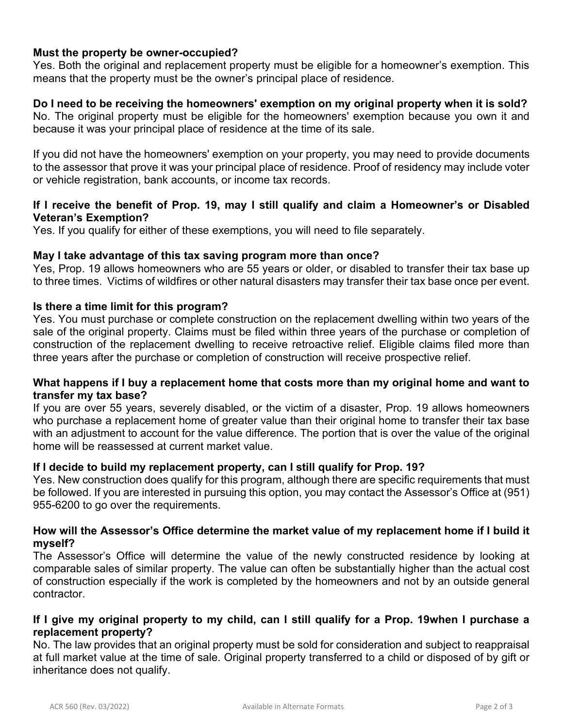**Must the property be owner-occupied?**
Yes. Both the original and replacement property must be eligible for a homeowner's exemption. This means that the property must be the owner's principal place of residence.

**Do I need to be receiving the homeowners' exemption on my original property when it is sold?**
No. The original property must be eligible for the homeowners' exemption because you own it and because it was your principal place of residence at the time of its sale.

If you did not have the homeowners' exemption on your property, you may need to provide documents to the assessor that prove it was your principal place of residence. Proof of residency may include voter or vehicle registration, bank accounts, or income tax records.

**If I receive the benefit of Prop. 19, may I still qualify and claim a Homeowner's or Disabled Veteran's Exemption?**
Yes. If you qualify for either of these exemptions, you will need to file separately.

**May I take advantage of this tax saving program more than once?**
Yes, Prop. 19 allows homeowners who are 55 years or older, or disabled to transfer their tax base up to three times. Victims of wildfires or other natural disasters may transfer their tax base once per event.

**Is there a time limit for this program?**
Yes. You must purchase or complete construction on the replacement dwelling within two years of the sale of the original property. Claims must be filed within three years of the purchase or completion of construction of the replacement dwelling to receive retroactive relief. Eligible claims filed more than three years after the purchase or completion of construction will receive prospective relief.

**What happens if I buy a replacement home that costs more than my original home and want to transfer my tax base?**
If you are over 55 years, severely disabled, or the victim of a disaster, Prop. 19 allows homeowners who purchase a replacement home of greater value than their original home to transfer their tax base with an adjustment to account for the value difference. The portion that is over the value of the original home will be reassessed at current market value.

**If I decide to build my replacement property, can I still qualify for Prop. 19?**
Yes. New construction does qualify for this program, although there are specific requirements that must be followed. If you are interested in pursuing this option, you may contact the Assessor's Office at (951) 955-6200 to go over the requirements.

**How will the Assessor's Office determine the market value of my replacement home if I build it myself?**
The Assessor's Office will determine the value of the newly constructed residence by looking at comparable sales of similar property. The value can often be substantially higher than the actual cost of construction especially if the work is completed by the homeowners and not by an outside general contractor.

**If I give my original property to my child, can I still qualify for a Prop. 19when I purchase a replacement property?**
No. The law provides that an original property must be sold for consideration and subject to reappraisal at full market value at the time of sale. Original property transferred to a child or disposed of by gift or inheritance does not qualify.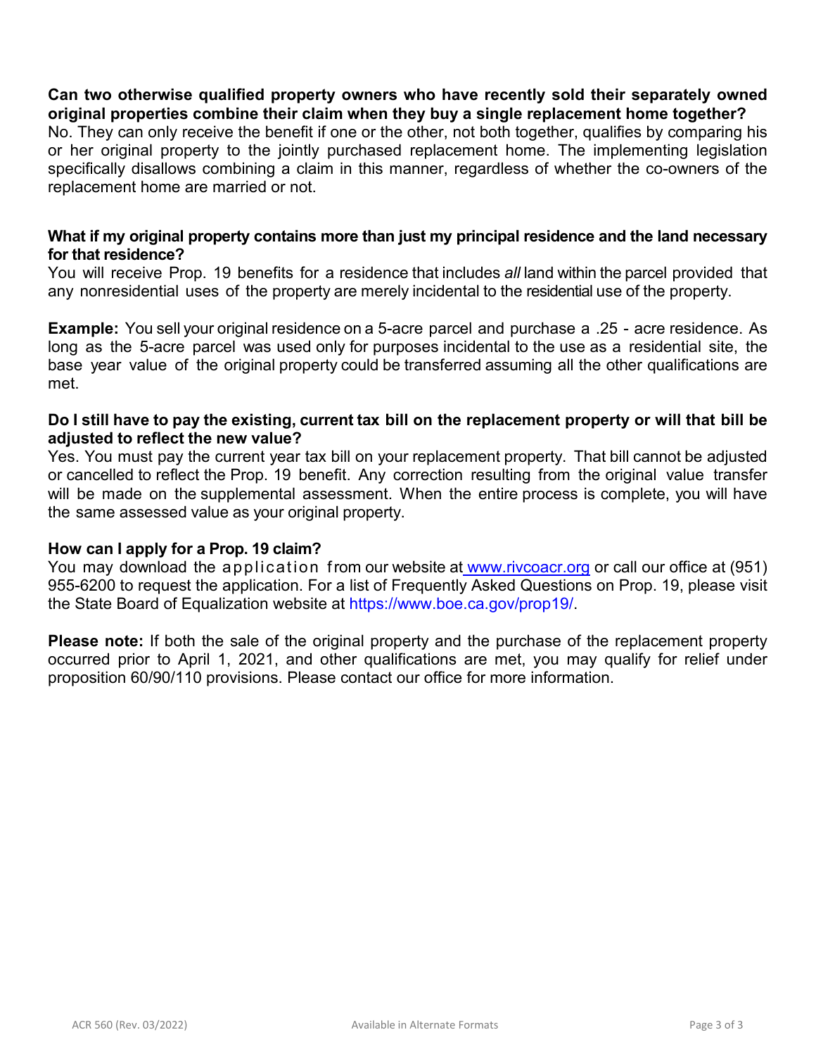**Can two otherwise qualified property owners who have recently sold their separately owned original properties combine their claim when they buy a single replacement home together?**

No. They can only receive the benefit if one or the other, not both together, qualifies by comparing his or her original property to the jointly purchased replacement home. The implementing legislation specifically disallows combining a claim in this manner, regardless of whether the co-owners of the replacement home are married or not.

**What if my original property contains more than just my principal residence and the land necessary for that residence?**

You will receive Prop. 19 benefits for a residence that includes *all* land within the parcel provided that any nonresidential uses of the property are merely incidental to the residential use of the property.

**Example:** You sell your original residence on a 5-acre parcel and purchase a .25 - acre residence. As long as the 5-acre parcel was used only for purposes incidental to the use as a residential site, the base year value of the original property could be transferred assuming all the other qualifications are met.

**Do I still have to pay the existing, current tax bill on the replacement property or will that bill be adjusted to reflect the new value?**

Yes. You must pay the current year tax bill on your replacement property. That bill cannot be adjusted or cancelled to reflect the Prop. 19 benefit. Any correction resulting from the original value transfer will be made on the supplemental assessment. When the entire process is complete, you will have the same assessed value as your original property.

**How can I apply for a Prop. 19 claim?**

You may download the application from our website at www.rivcoacr.org or call our office at (951) 955-6200 to request the application. For a list of Frequently Asked Questions on Prop. 19, please visit the State Board of Equalization website at https://www.boe.ca.gov/prop19/.

**Please note:** If both the sale of the original property and the purchase of the replacement property occurred prior to April 1, 2021, and other qualifications are met, you may qualify for relief under proposition 60/90/110 provisions. Please contact our office for more information.

ACR 560 (Rev. 03/2022) Available in Alternate Formats